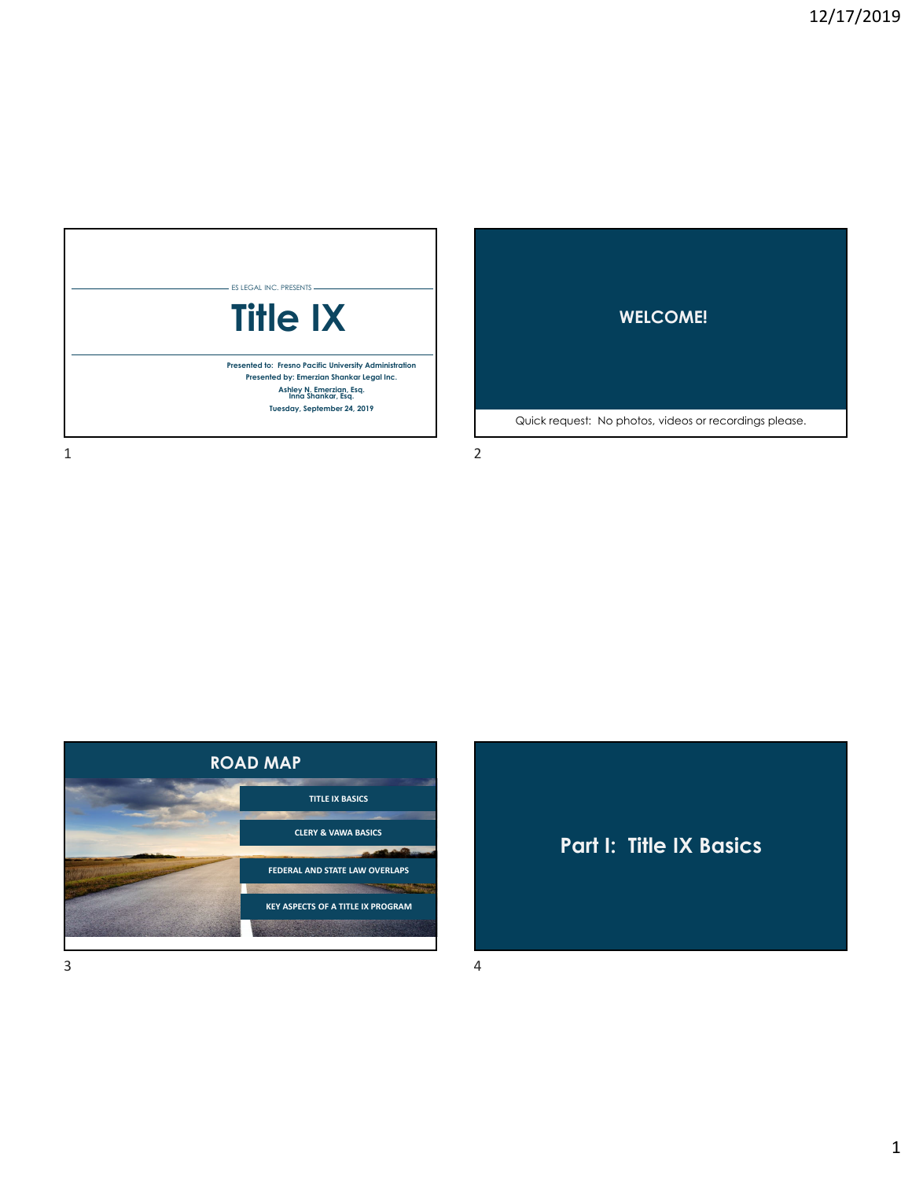ES LEGAL INC. PRESENTS

# Title IX

**Presented to: Fresno Pacific University Administration**
**Presented by: Emerzian Shankar Legal Inc.**
**Ashley N. Emerzian, Esq.**
**Inna Shankar, Esq.**
**Tuesday, September 24, 2019**

## WELCOME!

Quick request: No photos, videos or recordings please.

## ROAD MAP

- TITLE IX BASICS
- CLERY & VAWA BASICS
- FEDERAL AND STATE LAW OVERLAPS
- KEY ASPECTS OF A TITLE IX PROGRAM

## Part I: Title IX Basics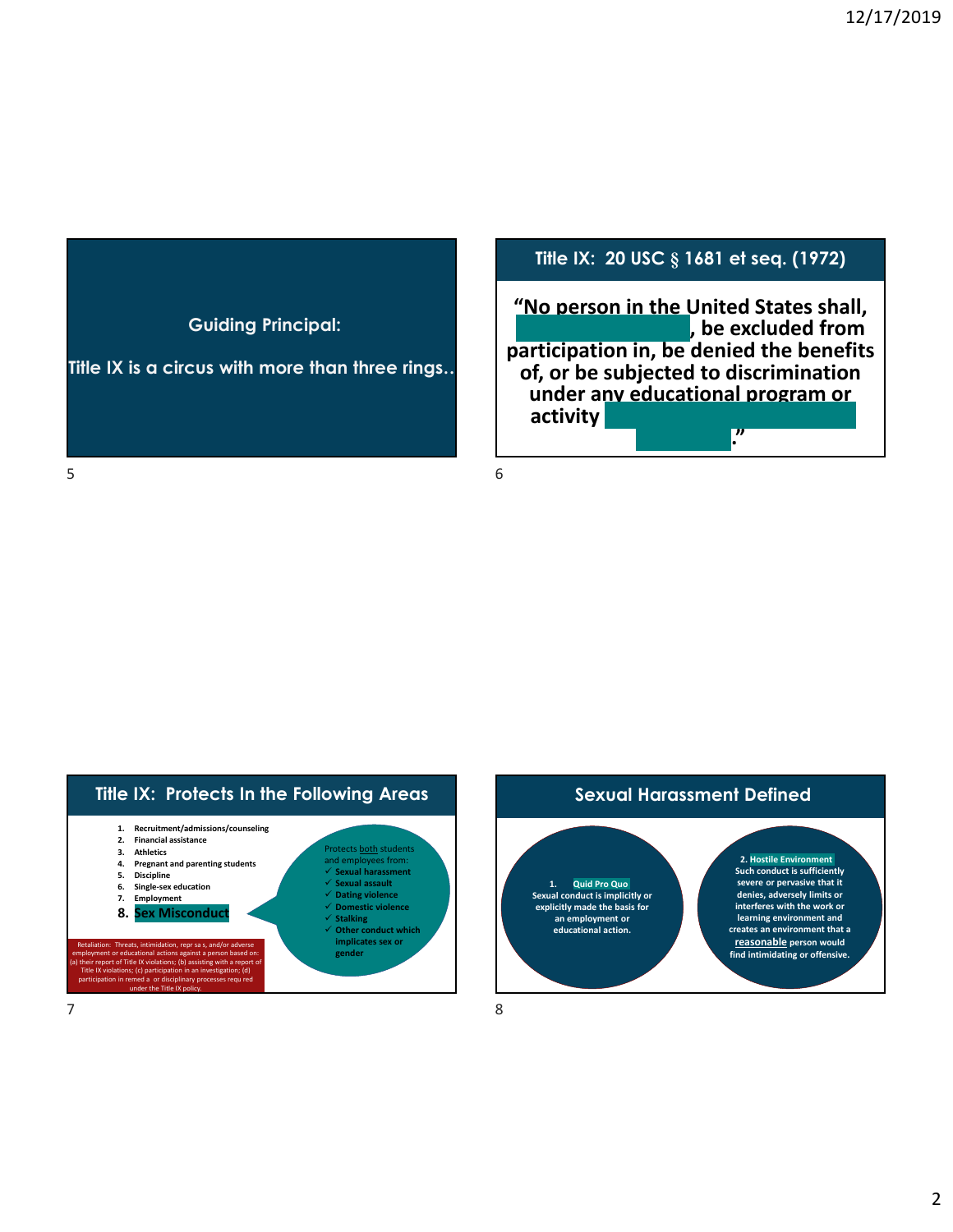## Guiding Principal:

Title IX is a circus with more than three rings..

## Title IX: 20 USC § 1681 et seq. (1972)

**"No person in the United States shall, , be excluded from participation in, be denied the benefits of, or be subjected to discrimination under any educational program or activity ."**

## Title IX: Protects In the Following Areas

1. **Recruitment/admissions/counseling**
2. **Financial assistance**
3. **Athletics**
4. **Pregnant and parenting students**
5. **Discipline**
6. **Single-sex education**
7. **Employment**
8. **Sex Misconduct**

Protects both students and employees from:

- ✓ **Sexual harassment**
- ✓ **Sexual assault**
- ✓ **Dating violence**
- ✓ **Domestic violence**
- ✓ **Stalking**
- ✓ **Other conduct which implicates sex or gender**

Retaliation: Threats, intimidation, repr sa s, and/or adverse employment or educational actions against a person based on: (a) their report of Title IX violations; (b) assisting with a report of Title IX violations; (c) participation in an investigation; (d) participation in remed a or disciplinary processes requ red under the Title IX policy.

## Sexual Harassment Defined

1. **Quid Pro Quo**
**Sexual conduct is implicitly or explicitly made the basis for an employment or educational action.**

2. **Hostile Environment**
**Such conduct is sufficiently severe or pervasive that it denies, adversely limits or interferes with the work or learning environment and creates an environment that a reasonable person would find intimidating or offensive.**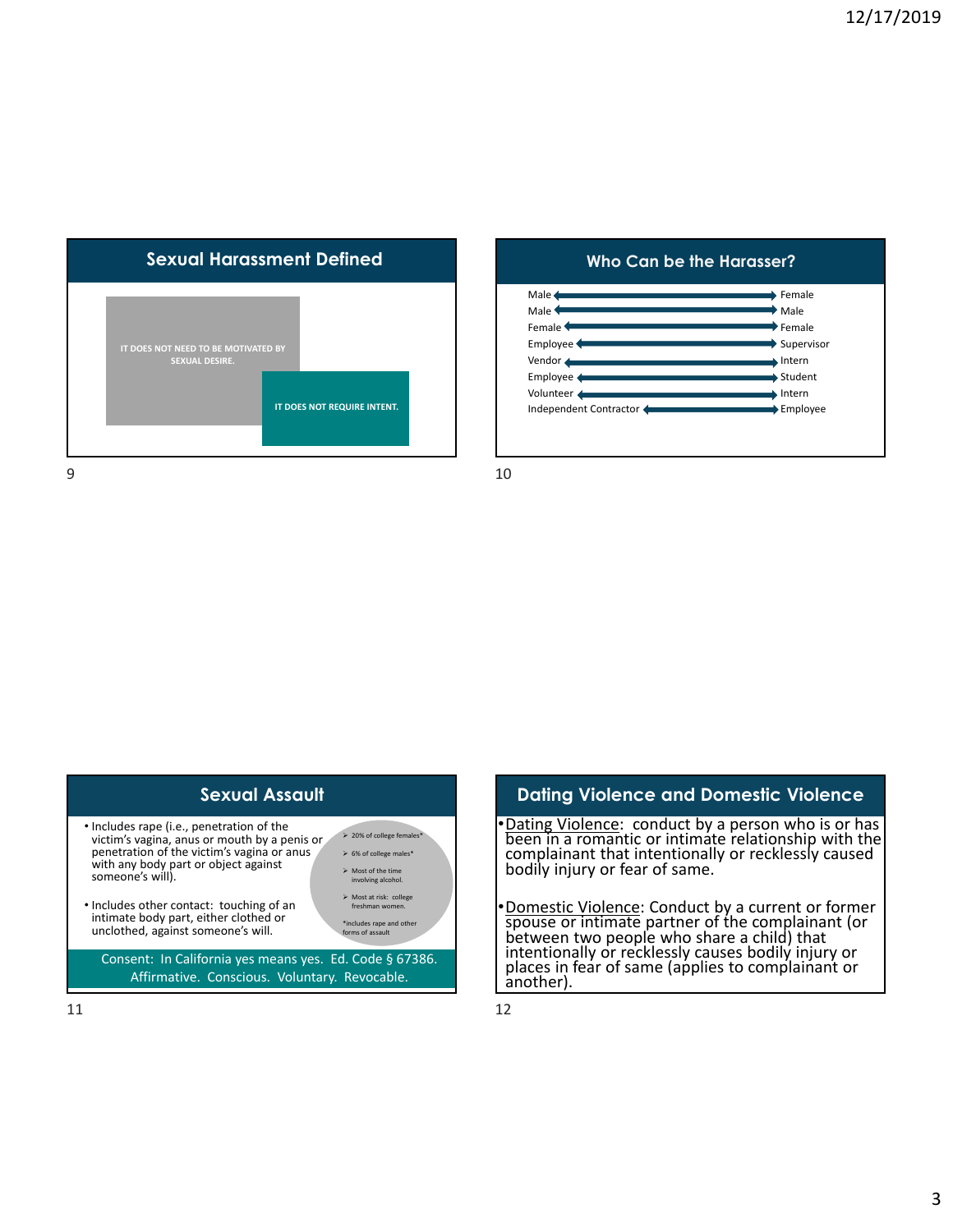## Sexual Harassment Defined

IT DOES NOT NEED TO BE MOTIVATED BY SEXUAL DESIRE.

IT DOES NOT REQUIRE INTENT.

## Who Can be the Harasser?

| | |
|---|---|
| Male ⟷ | Female |
| Male ⟷ | Male |
| Female ⟷ | Female |
| Employee ⟷ | Supervisor |
| Vendor ⟷ | Intern |
| Employee ⟷ | Student |
| Volunteer ⟷ | Intern |
| Independent Contractor ⟷ | Employee |

## Sexual Assault

- Includes rape (i.e., penetration of the victim's vagina, anus or mouth by a penis or penetration of the victim's vagina or anus with any body part or object against someone's will).
- Includes other contact: touching of an intimate body part, either clothed or unclothed, against someone's will.

> - 20% of college females*
> - 6% of college males*
> - Most of the time involving alcohol.
> - Most at risk: college freshman women.
>
> *includes rape and other forms of assault

Consent: In California yes means yes. Ed. Code § 67386. Affirmative. Conscious. Voluntary. Revocable.

## Dating Violence and Domestic Violence

- Dating Violence: conduct by a person who is or has been in a romantic or intimate relationship with the complainant that intentionally or recklessly caused bodily injury or fear of same.
- Domestic Violence: Conduct by a current or former spouse or intimate partner of the complainant (or between two people who share a child) that intentionally or recklessly causes bodily injury or places in fear of same (applies to complainant or another).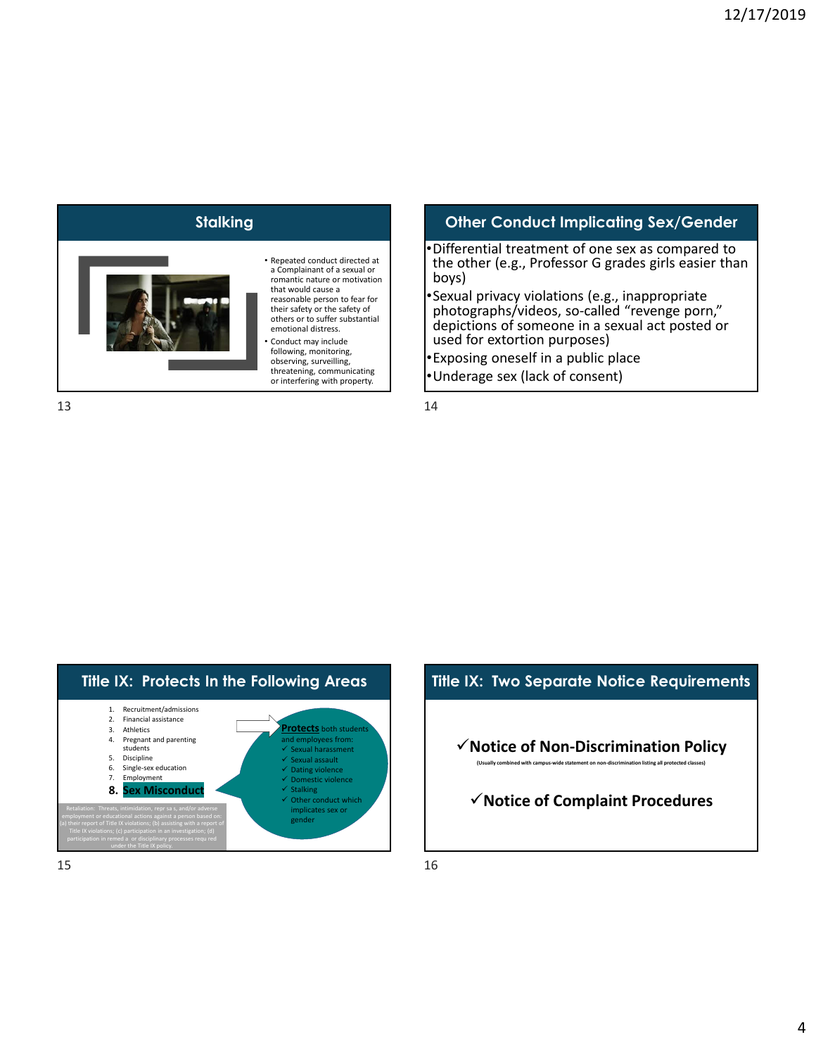## Stalking

- Repeated conduct directed at a Complainant of a sexual or romantic nature or motivation that would cause a reasonable person to fear for their safety or the safety of others or to suffer substantial emotional distress.
- Conduct may include following, monitoring, observing, surveilling, threatening, communicating or interfering with property.

## Other Conduct Implicating Sex/Gender

- Differential treatment of one sex as compared to the other (e.g., Professor G grades girls easier than boys)
- Sexual privacy violations (e.g., inappropriate photographs/videos, so-called "revenge porn," depictions of someone in a sexual act posted or used for extortion purposes)
- Exposing oneself in a public place
- Underage sex (lack of consent)

## Title IX: Protects In the Following Areas

1. Recruitment/admissions
2. Financial assistance
3. Athletics
4. Pregnant and parenting students
5. Discipline
6. Single-sex education
7. Employment
8. **Sex Misconduct**

**Protects** both students and employees from:

- ✓ Sexual harassment
- ✓ Sexual assault
- ✓ Dating violence
- ✓ Domestic violence
- ✓ Stalking
- ✓ Other conduct which implicates sex or gender

Retaliation: Threats, intimidation, repr sa s, and/or adverse employment or educational actions against a person based on: (a) their report of Title IX violations; (b) assisting with a report of Title IX violations; (c) participation in an investigation; (d) participation in remed a or disciplinary processes requ red under the Title IX policy.

## Title IX: Two Separate Notice Requirements

✓**Notice of Non-Discrimination Policy**

(Usually combined with campus-wide statement on non-discrimination listing all protected classes)

✓**Notice of Complaint Procedures**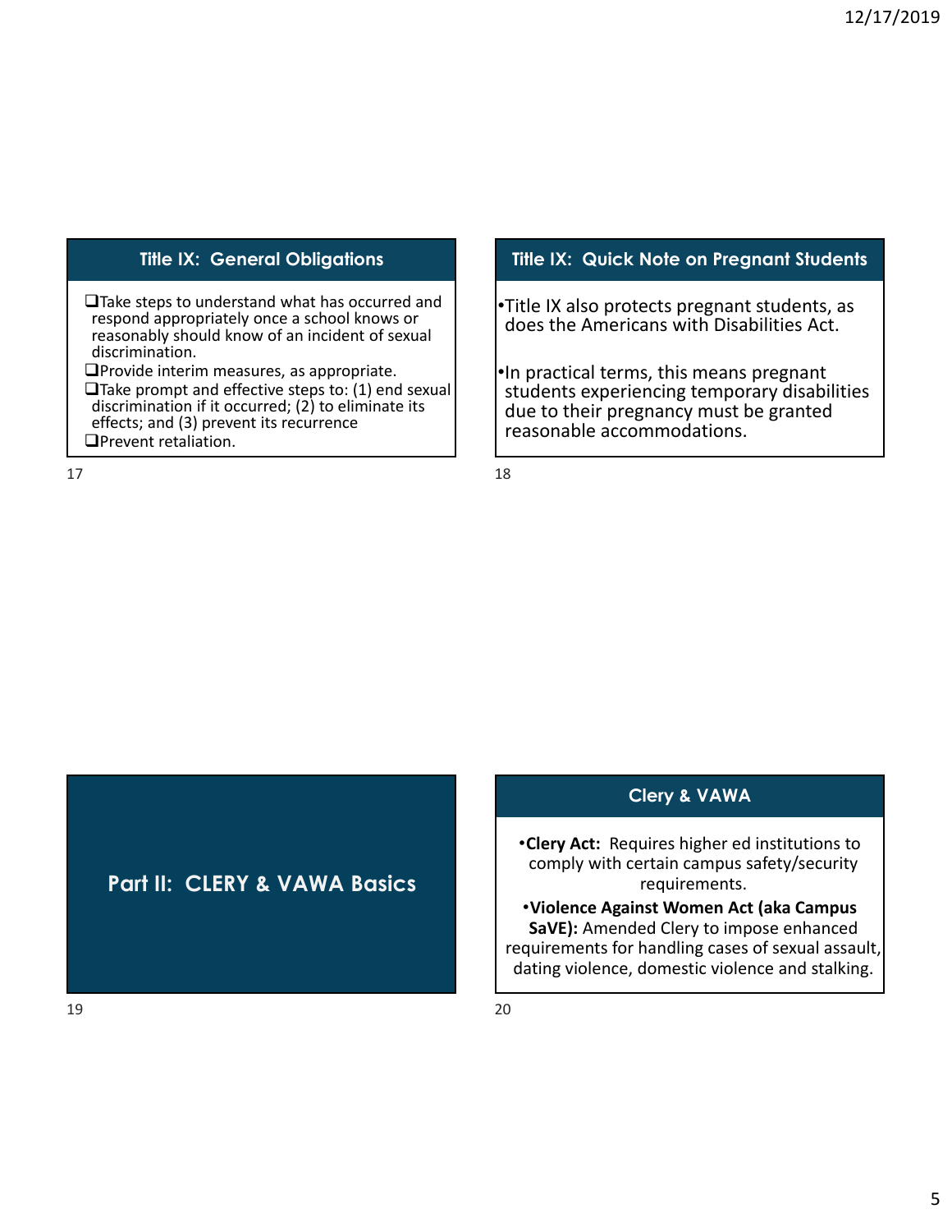## Title IX: General Obligations

- Take steps to understand what has occurred and respond appropriately once a school knows or reasonably should know of an incident of sexual discrimination.
- Provide interim measures, as appropriate.
- Take prompt and effective steps to: (1) end sexual discrimination if it occurred; (2) to eliminate its effects; and (3) prevent its recurrence
- Prevent retaliation.

## Title IX: Quick Note on Pregnant Students

- Title IX also protects pregnant students, as does the Americans with Disabilities Act.
- In practical terms, this means pregnant students experiencing temporary disabilities due to their pregnancy must be granted reasonable accommodations.

# Part II: CLERY & VAWA Basics

## Clery & VAWA

- **Clery Act:** Requires higher ed institutions to comply with certain campus safety/security requirements.
- **Violence Against Women Act (aka Campus SaVE):** Amended Clery to impose enhanced requirements for handling cases of sexual assault, dating violence, domestic violence and stalking.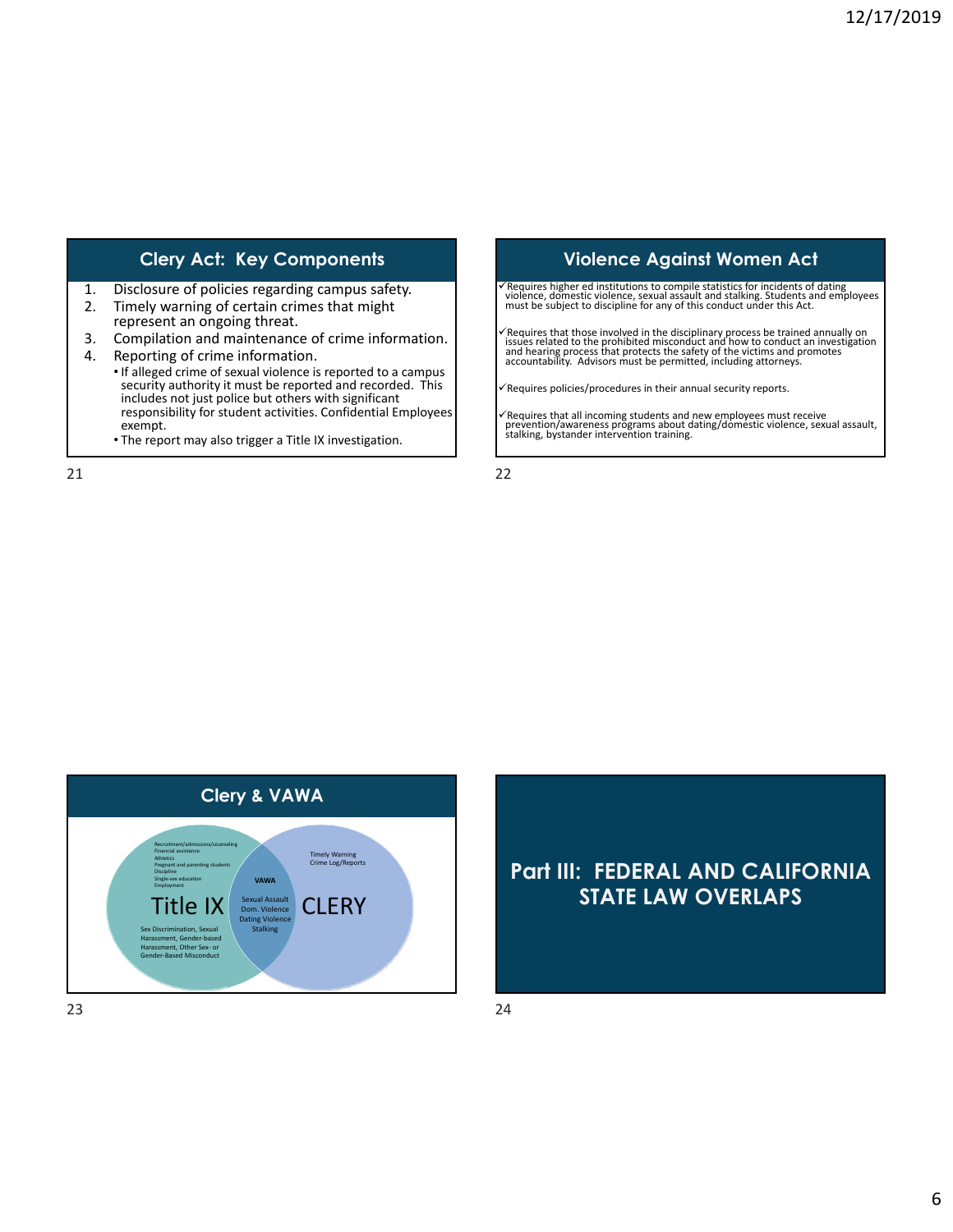## Clery Act: Key Components

1. Disclosure of policies regarding campus safety.
2. Timely warning of certain crimes that might represent an ongoing threat.
3. Compilation and maintenance of crime information.
4. Reporting of crime information.
   - If alleged crime of sexual violence is reported to a campus security authority it must be reported and recorded. This includes not just police but others with significant responsibility for student activities. Confidential Employees exempt.
   - The report may also trigger a Title IX investigation.

## Violence Against Women Act

✓Requires higher ed institutions to compile statistics for incidents of dating violence, domestic violence, sexual assault and stalking. Students and employees must be subject to discipline for any of this conduct under this Act.

✓Requires that those involved in the disciplinary process be trained annually on issues related to the prohibited misconduct and how to conduct an investigation and hearing process that protects the safety of the victims and promotes accountability. Advisors must be permitted, including attorneys.

✓Requires policies/procedures in their annual security reports.

✓Requires that all incoming students and new employees must receive prevention/awareness programs about dating/domestic violence, sexual assault, stalking, bystander intervention training.

## Clery & VAWA

**Title IX**
- Recruitment/admissions/counseling
- Financial assistance
- Athletics
- Pregnant and parenting students
- Discipline
- Single-sex education
- Employment
- Sex Discrimination, Sexual Harassment, Gender-based Harassment, Other Sex- or Gender-Based Misconduct

**VAWA** (overlap)
- Sexual Assault
- Dom. Violence
- Dating Violence
- Stalking

**CLERY**
- Timely Warning
- Crime Log/Reports

## Part III: FEDERAL AND CALIFORNIA STATE LAW OVERLAPS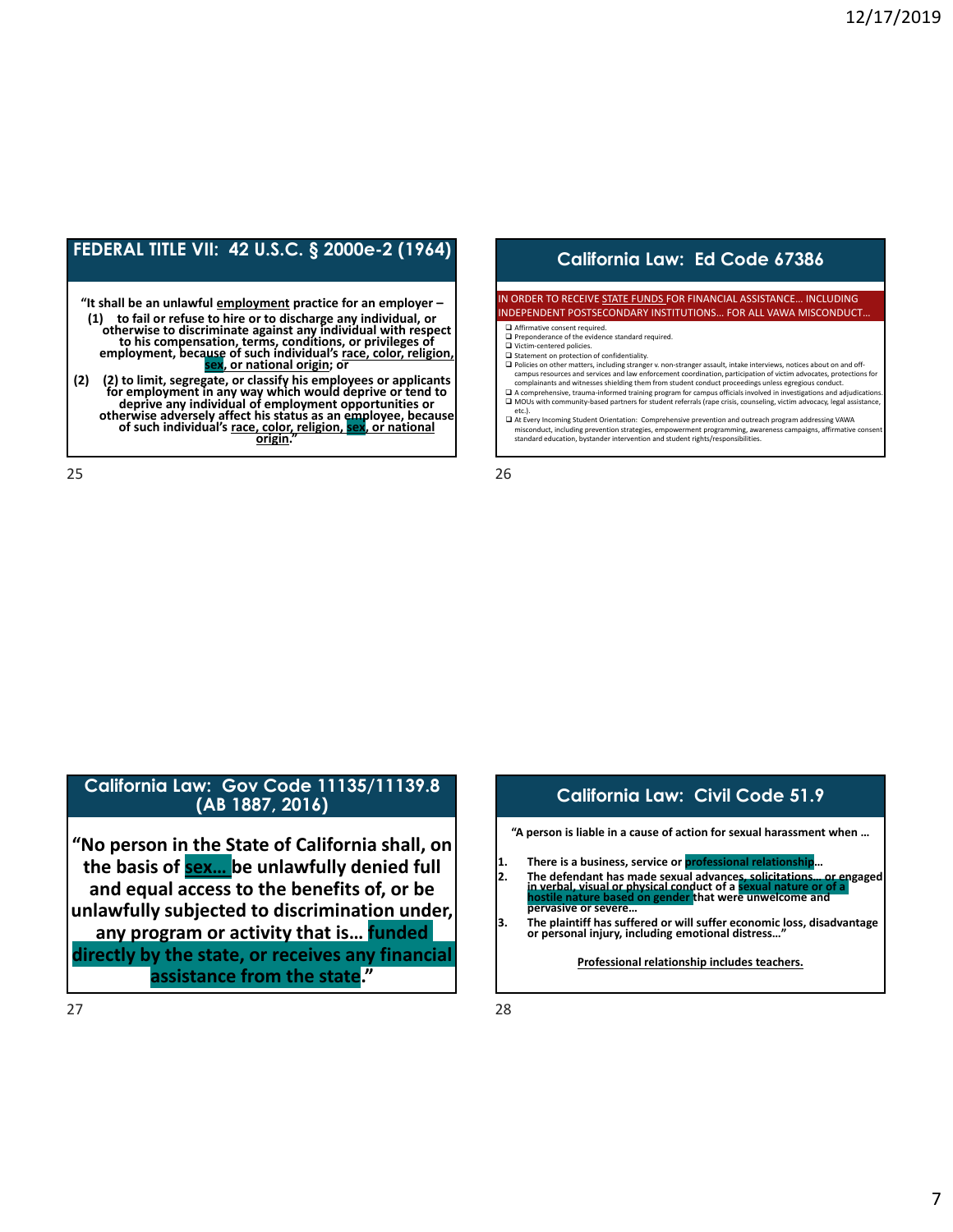## FEDERAL TITLE VII: 42 U.S.C. § 2000e-2 (1964)

**"It shall be an unlawful employment practice for an employer –**

**(1) to fail or refuse to hire or to discharge any individual, or otherwise to discriminate against any individual with respect to his compensation, terms, conditions, or privileges of employment, because of such individual's race, color, religion, sex, or national origin; or**

**(2) (2) to limit, segregate, or classify his employees or applicants for employment in any way which would deprive or tend to deprive any individual of employment opportunities or otherwise adversely affect his status as an employee, because of such individual's race, color, religion, sex, or national origin."**

## California Law: Ed Code 67386

IN ORDER TO RECEIVE STATE FUNDS FOR FINANCIAL ASSISTANCE… INCLUDING INDEPENDENT POSTSECONDARY INSTITUTIONS… FOR ALL VAWA MISCONDUCT…

- Affirmative consent required.
- Preponderance of the evidence standard required.
- Victim-centered policies.
- Statement on protection of confidentiality.
- Policies on other matters, including stranger v. non-stranger assault, intake interviews, notices about on and off-campus resources and services and law enforcement coordination, participation of victim advocates, protections for complainants and witnesses shielding them from student conduct proceedings unless egregious conduct.
- A comprehensive, trauma-informed training program for campus officials involved in investigations and adjudications.
- MOUs with community-based partners for student referrals (rape crisis, counseling, victim advocacy, legal assistance, etc.).
- At Every Incoming Student Orientation: Comprehensive prevention and outreach program addressing VAWA misconduct, including prevention strategies, empowerment programming, awareness campaigns, affirmative consent standard education, bystander intervention and student rights/responsibilities.

## California Law: Gov Code 11135/11139.8 (AB 1887, 2016)

**"No person in the State of California shall, on the basis of sex… be unlawfully denied full and equal access to the benefits of, or be unlawfully subjected to discrimination under, any program or activity that is… funded directly by the state, or receives any financial assistance from the state."**

## California Law: Civil Code 51.9

**"A person is liable in a cause of action for sexual harassment when …**

1. **There is a business, service or professional relationship…**
2. **The defendant has made sexual advances, solicitations… or engaged in verbal, visual or physical conduct of a sexual nature or of a hostile nature based on gender that were unwelcome and pervasive or severe…**
3. **The plaintiff has suffered or will suffer economic loss, disadvantage or personal injury, including emotional distress…"**

**Professional relationship includes teachers.**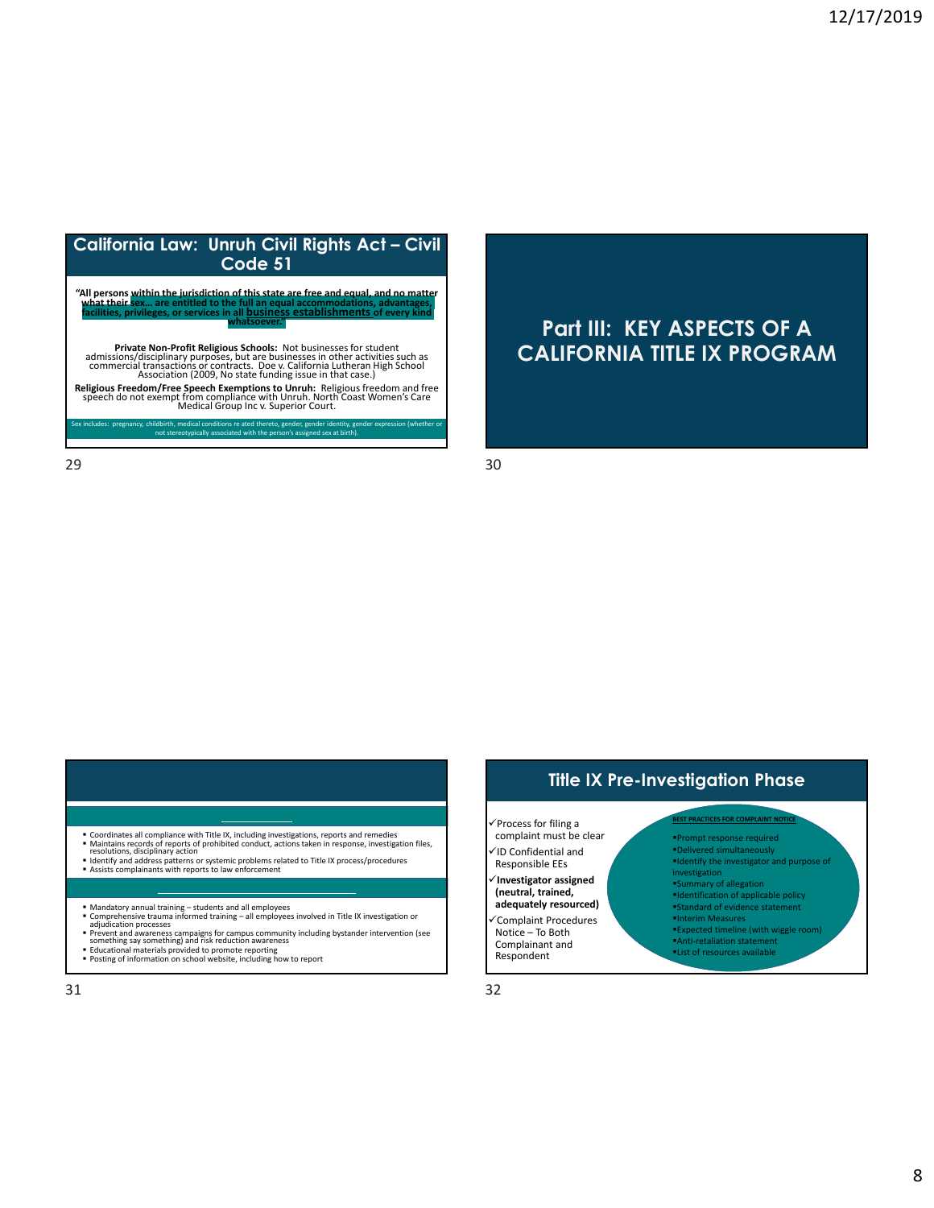## California Law: Unruh Civil Rights Act – Civil Code 51

**"All persons within the jurisdiction of this state are free and equal, and no matter what their sex… are entitled to the full an equal accommodations, advantages, facilities, privileges, or services in all business establishments of every kind whatsoever."**

**Private Non-Profit Religious Schools:** Not businesses for student admissions/disciplinary purposes, but are businesses in other activities such as commercial transactions or contracts. Doe v. California Lutheran High School Association (2009, No state funding issue in that case.)

**Religious Freedom/Free Speech Exemptions to Unruh:** Religious freedom and free speech do not exempt from compliance with Unruh. North Coast Women's Care Medical Group Inc v. Superior Court.

Sex includes: pregnancy, childbirth, medical conditions re ated thereto, gender, gender identity, gender expression (whether or not stereotypically associated with the person's assigned sex at birth).

## Part III: KEY ASPECTS OF A CALIFORNIA TITLE IX PROGRAM

- Coordinates all compliance with Title IX, including investigations, reports and remedies
- Maintains records of reports of prohibited conduct, actions taken in response, investigation files, resolutions, disciplinary action
- Identify and address patterns or systemic problems related to Title IX process/procedures
- Assists complainants with reports to law enforcement

- Mandatory annual training – students and all employees
- Comprehensive trauma informed training – all employees involved in Title IX investigation or adjudication processes
- Prevent and awareness campaigns for campus community including bystander intervention (see something say something) and risk reduction awareness
- Educational materials provided to promote reporting
- Posting of information on school website, including how to report

## Title IX Pre-Investigation Phase

- ✓ Process for filing a complaint must be clear
- ✓ ID Confidential and Responsible EEs
- ✓ **Investigator assigned (neutral, trained, adequately resourced)**
- ✓ Complaint Procedures Notice – To Both Complainant and Respondent

**BEST PRACTICES FOR COMPLAINT NOTICE**

- Prompt response required
- Delivered simultaneously
- Identify the investigator and purpose of investigation
- Summary of allegation
- Identification of applicable policy
- Standard of evidence statement
- Interim Measures
- Expected timeline (with wiggle room)
- Anti-retaliation statement
- List of resources available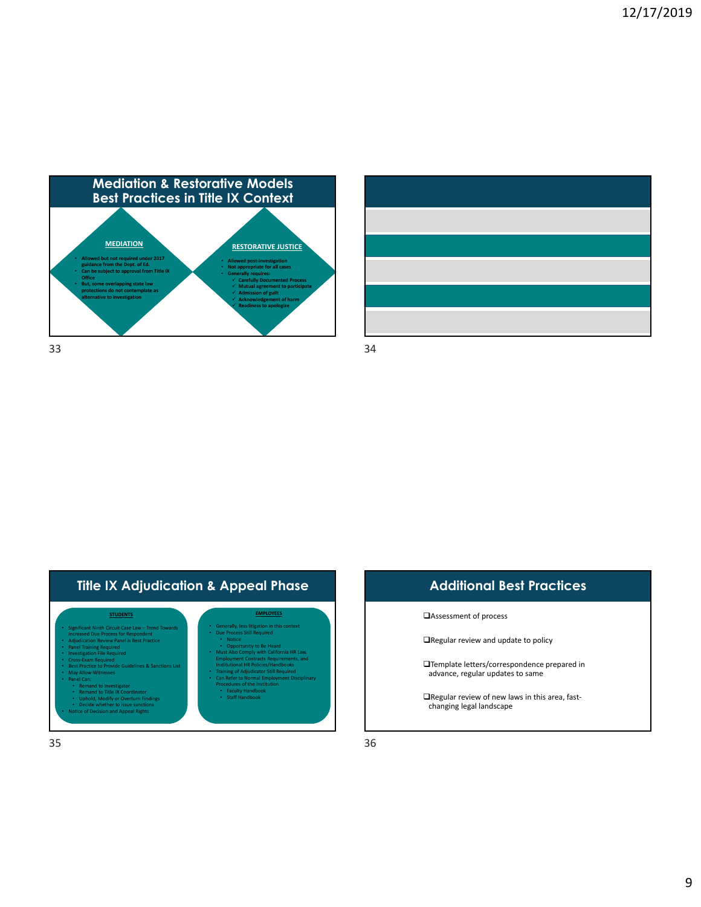## Mediation & Restorative Models Best Practices in Title IX Context

**MEDIATION**

- **Allowed but not required under 2017 guidance from the Dept. of Ed.**
- **Can be subject to approval from Title IX Office**
- **But, some overlapping state law protections do not contemplate as alternative to investigation**

**RESTORATIVE JUSTICE**

- **Allowed post-investigation**
- **Not appropriate for all cases**
- **Generally requires:**
  - ✓ **Carefully Documented Process**
  - ✓ **Mutual agreement to participate**
  - ✓ **Admission of guilt**
  - ✓ **Acknowledgement of harm**
  - ✓ **Readiness to apologize**

## Title IX Adjudication & Appeal Phase

**STUDENTS**

- Significant Ninth Circuit Case Law – Trend Towards Increased Due Process for Respondent
- Adjudication Review Panel is Best Practice
- Panel Training Required
- Investigation File Required
- Cross-Exam Required
- Best Practice to Provide Guidelines & Sanctions List
- May Allow Witnesses
- Panel Can:
  - Remand to Investigator
  - Remand to Title IX Coordinator
  - Uphold, Modify or Overturn Findings
  - Decide whether to issue sanctions
- Notice of Decision and Appeal Rights

**EMPLOYEES**

- Generally, less litigation in this context
- Due Process Still Required
  - Notice
  - Opportunity to Be Heard
- Must Also Comply with California HR Law, Employment Contracts Requirements, and Institutional HR Policies/Handbooks
- Training of Adjudicator Still Required
- Can Refer to Normal Employment Disciplinary Procedures of the Institution
  - Faculty Handbook
  - Staff Handbook

## Additional Best Practices

- ❑ Assessment of process
- ❑ Regular review and update to policy
- ❑ Template letters/correspondence prepared in advance, regular updates to same
- ❑ Regular review of new laws in this area, fast-changing legal landscape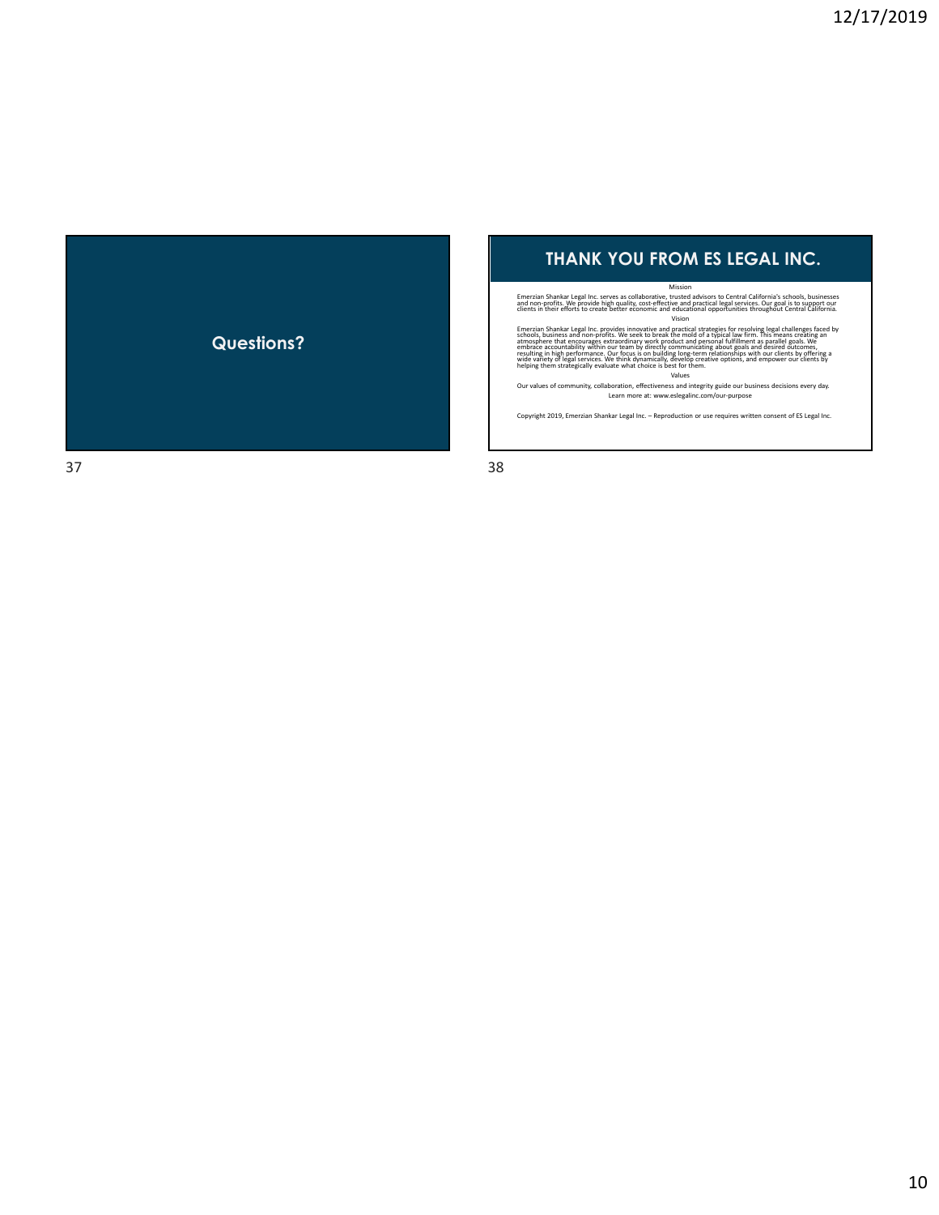# Questions?

# THANK YOU FROM ES LEGAL INC.

Mission

Emerzian Shankar Legal Inc. serves as collaborative, trusted advisors to Central California's schools, businesses and non-profits. We provide high quality, cost-effective and practical legal services. Our goal is to support our clients in their efforts to create better economic and educational opportunities throughout Central California.

Vision

Emerzian Shankar Legal Inc. provides innovative and practical strategies for resolving legal challenges faced by schools, business and non-profits. We seek to break the mold of a typical law firm. This means creating an atmosphere that encourages extraordinary work product and personal fulfillment as parallel goals. We embrace accountability within our team by directly communicating about goals and desired outcomes, resulting in high performance. Our focus is on building long-term relationships with our clients by offering a wide variety of legal services. We think dynamically, develop creative options, and empower our clients by helping them strategically evaluate what choice is best for them.

Values

Our values of community, collaboration, effectiveness and integrity guide our business decisions every day.

Learn more at: www.eslegalinc.com/our-purpose

Copyright 2019, Emerzian Shankar Legal Inc. – Reproduction or use requires written consent of ES Legal Inc.